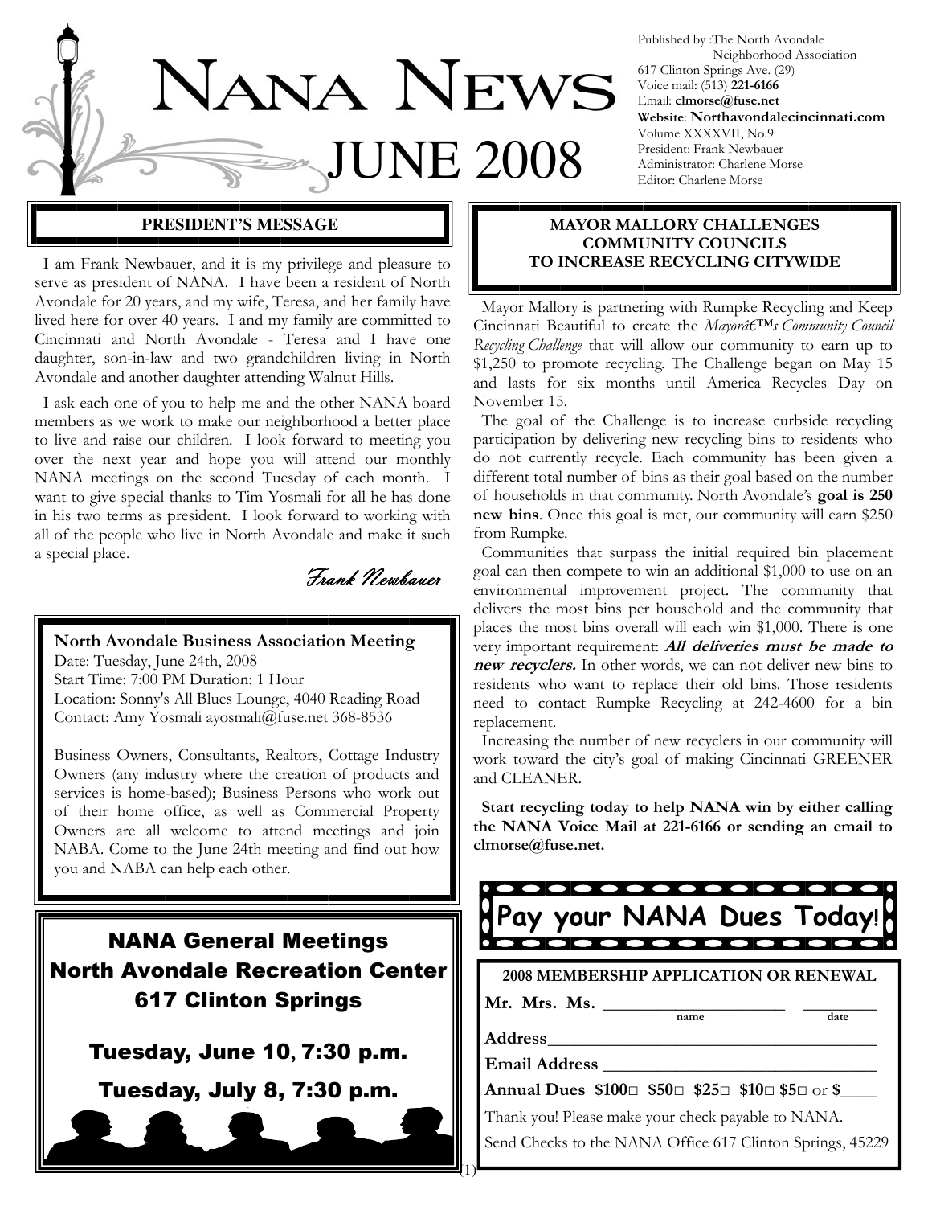# NANA NEWS

# JUNE 2008

Published by :The North Avondale Neighborhood Association
617 Clinton Springs Ave. (29)
Voice mail: (513) **221-6166**
Email: **clmorse@fuse.net**
**Website**: **Northavondalecincinnati.com**
Volume XXXXVII, No.9
President: Frank Newbauer
Administrator: Charlene Morse
Editor: Charlene Morse

## PRESIDENT'S MESSAGE

I am Frank Newbauer, and it is my privilege and pleasure to serve as president of NANA. I have been a resident of North Avondale for 20 years, and my wife, Teresa, and her family have lived here for over 40 years. I and my family are committed to Cincinnati and North Avondale - Teresa and I have one daughter, son-in-law and two grandchildren living in North Avondale and another daughter attending Walnut Hills.

I ask each one of you to help me and the other NANA board members as we work to make our neighborhood a better place to live and raise our children. I look forward to meeting you over the next year and hope you will attend our monthly NANA meetings on the second Tuesday of each month. I want to give special thanks to Tim Yosmali for all he has done in his two terms as president. I look forward to working with all of the people who live in North Avondale and make it such a special place.

*Frank Newbauer*

**North Avondale Business Association Meeting**
Date: Tuesday, June 24th, 2008
Start Time: 7:00 PM Duration: 1 Hour
Location: Sonny's All Blues Lounge, 4040 Reading Road
Contact: Amy Yosmali ayosmali@fuse.net 368-8536

Business Owners, Consultants, Realtors, Cottage Industry Owners (any industry where the creation of products and services is home-based); Business Persons who work out of their home office, as well as Commercial Property Owners are all welcome to attend meetings and join NABA. Come to the June 24th meeting and find out how you and NABA can help each other.

## NANA General Meetings
## North Avondale Recreation Center
## 617 Clinton Springs

**Tuesday, June 10, 7:30 p.m.**

**Tuesday, July 8, 7:30 p.m.**

## MAYOR MALLORY CHALLENGES COMMUNITY COUNCILS TO INCREASE RECYCLING CITYWIDE

Mayor Mallory is partnering with Rumpke Recycling and Keep Cincinnati Beautiful to create the *Mayorâ€™s Community Council Recycling Challenge* that will allow our community to earn up to $1,250 to promote recycling. The Challenge began on May 15 and lasts for six months until America Recycles Day on November 15.

The goal of the Challenge is to increase curbside recycling participation by delivering new recycling bins to residents who do not currently recycle. Each community has been given a different total number of bins as their goal based on the number of households in that community. North Avondale's **goal is 250 new bins**. Once this goal is met, our community will earn $250 from Rumpke.

Communities that surpass the initial required bin placement goal can then compete to win an additional $1,000 to use on an environmental improvement project. The community that delivers the most bins per household and the community that places the most bins overall will each win $1,000. There is one very important requirement: ***All deliveries must be made to new recyclers.*** In other words, we can not deliver new bins to residents who want to replace their old bins. Those residents need to contact Rumpke Recycling at 242-4600 for a bin replacement.

Increasing the number of new recyclers in our community will work toward the city's goal of making Cincinnati GREENER and CLEANER.

**Start recycling today to help NANA win by either calling the NANA Voice Mail at 221-6166 or sending an email to clmorse@fuse.net.**

## Pay your NANA Dues Today!

**2008 MEMBERSHIP APPLICATION OR RENEWAL**

**Mr. Mrs. Ms.** ____________________ (name) ________ (date)

**Address**______________________________________

**Email Address** _________________________________

**Annual Dues $100□ $50□ $25□ $10□ $5□** or **$____**

Thank you! Please make your check payable to NANA.

Send Checks to the NANA Office 617 Clinton Springs, 45229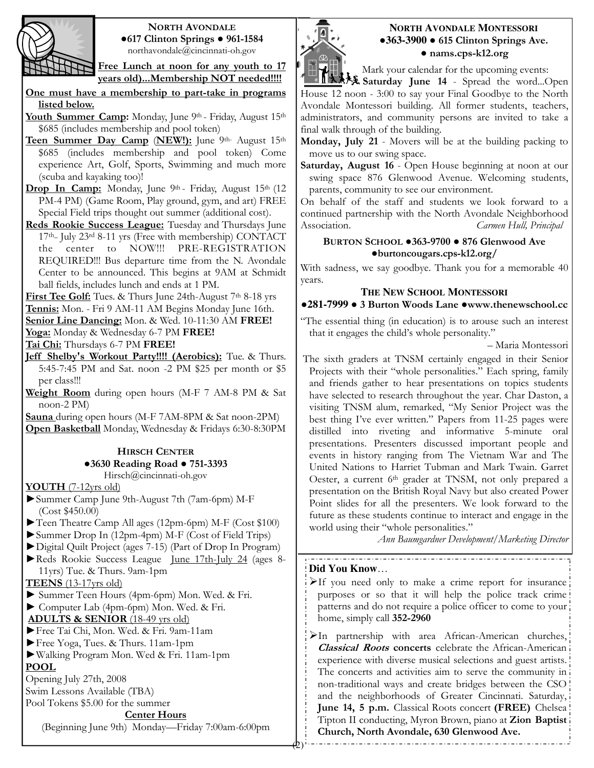## NORTH AVONDALE

●617 Clinton Springs ● 961-1584
northavondale@cincinnati-oh.gov

**Free Lunch at noon for any youth to 17 years old)...Membership NOT needed!!!!**

**One must have a membership to part-take in programs listed below.**

**Youth Summer Camp:** Monday, June 9th - Friday, August 15th $685 (includes membership and pool token)

**Teen Summer Day Camp (NEW!):** June 9th- August 15th $685 (includes membership and pool token) Come experience Art, Golf, Sports, Swimming and much more (scuba and kayaking too)!

**Drop In Camp:** Monday, June 9th - Friday, August 15th (12 PM-4 PM) (Game Room, Play ground, gym, and art) FREE Special Field trips thought out summer (additional cost).

**Reds Rookie Success League:** Tuesday and Thursdays June 17th- July 23rd 8-11 yrs (Free with membership) CONTACT the center to NOW!!! PRE-REGISTRATION REQUIRED!!! Bus departure time from the N. Avondale Center to be announced. This begins at 9AM at Schmidt ball fields, includes lunch and ends at 1 PM.

**First Tee Golf:** Tues. & Thurs June 24th-August 7th 8-18 yrs

**Tennis:** Mon. - Fri 9 AM-11 AM Begins Monday June 16th.

**Senior Line Dancing:** Mon. & Wed. 10-11:30 AM **FREE!**

**Yoga:** Monday & Wednesday 6-7 PM **FREE!**

**Tai Chi:** Thursdays 6-7 PM **FREE!**

**Jeff Shelby's Workout Party!!!! (Aerobics):** Tue. & Thurs. 5:45-7:45 PM and Sat. noon -2 PM $25 per month or $5 per class!!!

**Weight Room** during open hours (M-F 7 AM-8 PM & Sat noon-2 PM)

**Sauna** during open hours (M-F 7AM-8PM & Sat noon-2PM)

**Open Basketball** Monday, Wednesday & Fridays 6:30-8:30PM

## HIRSCH CENTER

●3630 Reading Road ● 751-3393
Hirsch@cincinnati-oh.gov

**YOUTH** (7-12yrs old)

- Summer Camp June 9th-August 7th (7am-6pm) M-F (Cost $450.00)
- Teen Theatre Camp All ages (12pm-6pm) M-F (Cost $100)
- Summer Drop In (12pm-4pm) M-F (Cost of Field Trips)
- Digital Quilt Project (ages 7-15) (Part of Drop In Program)
- Reds Rookie Success League June 17th-July 24 (ages 8-11yrs) Tue. & Thurs. 9am-1pm

**TEENS** (13-17yrs old)

- Summer Teen Hours (4pm-6pm) Mon. Wed. & Fri.
- Computer Lab (4pm-6pm) Mon. Wed. & Fri.

**ADULTS & SENIOR** (18-49 yrs old)

- Free Tai Chi, Mon. Wed. & Fri. 9am-11am
- Free Yoga, Tues. & Thurs. 11am-1pm
- Walking Program Mon. Wed & Fri. 11am-1pm

**POOL**

Opening July 27th, 2008
Swim Lessons Available (TBA)
Pool Tokens $5.00 for the summer

**Center Hours**

(Beginning June 9th) Monday—Friday 7:00am-6:00pm

## NORTH AVONDALE MONTESSORI

●363-3900 ● 615 Clinton Springs Ave.
● nams.cps-k12.org

Mark your calendar for the upcoming events:

**Saturday June 14** - Spread the word...Open House 12 noon - 3:00 to say your Final Goodbye to the North Avondale Montessori building. All former students, teachers, administrators, and community persons are invited to take a final walk through of the building.

**Monday, July 21** - Movers will be at the building packing to move us to our swing space.

**Saturday, August 16** - Open House beginning at noon at our swing space 876 Glenwood Avenue. Welcoming students, parents, community to see our environment.

On behalf of the staff and students we look forward to a continued partnership with the North Avondale Neighborhood Association. *Carmen Hull, Principal*

## BURTON SCHOOL ●363-9700 ● 876 Glenwood Ave ●burtoncougars.cps-k12.org/

With sadness, we say goodbye. Thank you for a memorable 40 years.

## THE NEW SCHOOL MONTESSORI

●281-7999 ● 3 Burton Woods Lane ●www.thenewschool.cc

"The essential thing (in education) is to arouse such an interest that it engages the child's whole personality."

– Maria Montessori

The sixth graders at TNSM certainly engaged in their Senior Projects with their "whole personalities." Each spring, family and friends gather to hear presentations on topics students have selected to research throughout the year. Char Daston, a visiting TNSM alum, remarked, "My Senior Project was the best thing I've ever written." Papers from 11-25 pages were distilled into riveting and informative 5-minute oral presentations. Presenters discussed important people and events in history ranging from The Vietnam War and The United Nations to Harriet Tubman and Mark Twain. Garret Oester, a current 6th grader at TNSM, not only prepared a presentation on the British Royal Navy but also created Power Point slides for all the presenters. We look forward to the future as these students continue to interact and engage in the world using their "whole personalities."

*Ann Baumgardner Development/Marketing Director*

**Did You Know**…

- If you need only to make a crime report for insurance purposes or so that it will help the police track crime patterns and do not require a police officer to come to your home, simply call **352-2960**
- In partnership with area African-American churches, ***Classical Roots*** **concerts** celebrate the African-American experience with diverse musical selections and guest artists. The concerts and activities aim to serve the community in non-traditional ways and create bridges between the CSO and the neighborhoods of Greater Cincinnati. Saturday, **June 14, 5 p.m.** Classical Roots concert **(FREE)** Chelsea Tipton II conducting, Myron Brown, piano at **Zion Baptist Church, North Avondale, 630 Glenwood Ave.**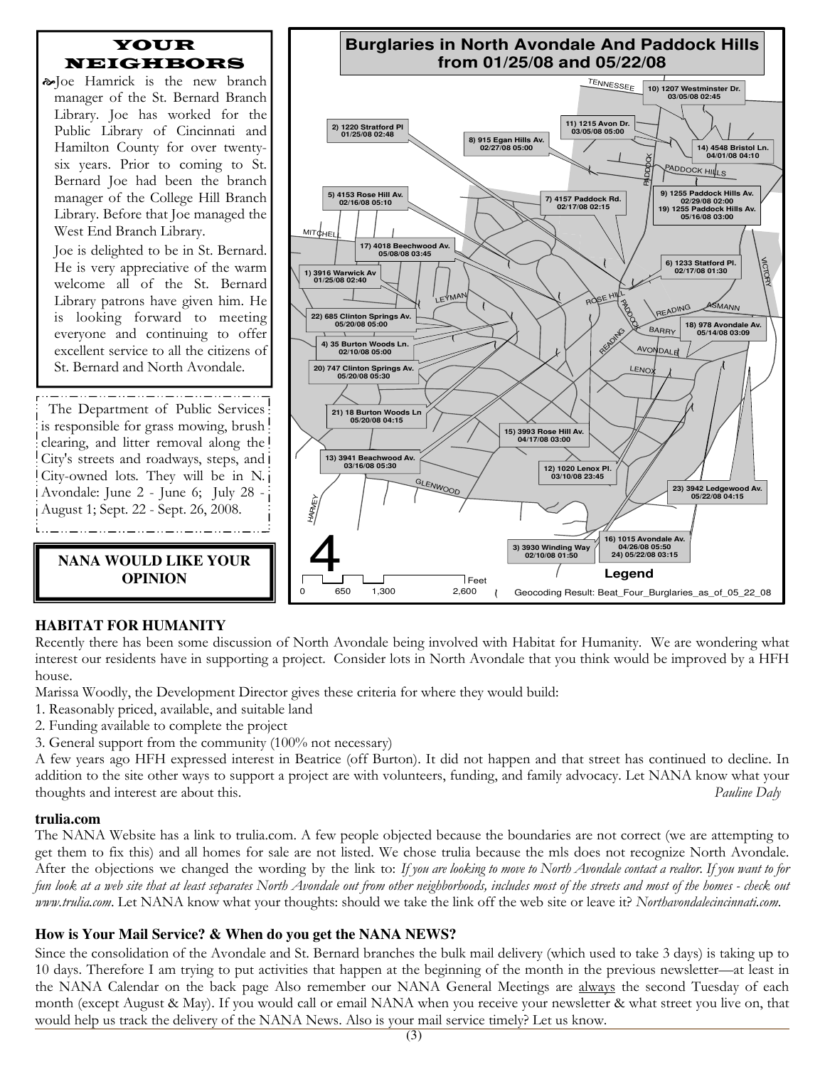## YOUR NEIGHBORS

Joe Hamrick is the new branch manager of the St. Bernard Branch Library. Joe has worked for the Public Library of Cincinnati and Hamilton County for over twenty-six years. Prior to coming to St. Bernard Joe had been the branch manager of the College Hill Branch Library. Before that Joe managed the West End Branch Library.

Joe is delighted to be in St. Bernard. He is very appreciative of the warm welcome all of the St. Bernard Library patrons have given him. He is looking forward to meeting everyone and continuing to offer excellent service to all the citizens of St. Bernard and North Avondale.

The Department of Public Services is responsible for grass mowing, brush clearing, and litter removal along the City's streets and roadways, steps, and City-owned lots. They will be in N. Avondale: June 2 - June 6; July 28 - August 1; Sept. 22 - Sept. 26, 2008.

**NANA WOULD LIKE YOUR OPINION**

## Burglaries in North Avondale And Paddock Hills from 01/25/08 and 05/22/08

1) 3916 Warwick Av 01/25/08 02:40
2) 1220 Stratford Pl 01/25/08 02:48
3) 3930 Winding Way 02/10/08 01:50
4) 35 Burton Woods Ln. 02/10/08 05:00
5) 4153 Rose Hill Av. 02/16/08 05:10
6) 1233 Statford Pl. 02/17/08 01:30
7) 4157 Paddock Rd. 02/17/08 02:15
8) 915 Egan Hills Av. 02/27/08 05:00
9) 1255 Paddock Hills Av. 02/29/08 02:00
10) 1207 Westminster Dr. 03/05/08 02:45
11) 1215 Avon Dr. 03/05/08 05:00
12) 1020 Lenox Pl. 03/10/08 23:45
13) 3941 Beachwood Av. 03/16/08 05:30
14) 4548 Bristol Ln. 04/01/08 04:10
15) 3993 Rose Hill Av. 04/17/08 03:00
16) 1015 Avondale Av. 04/26/08 05:50
17) 4018 Beechwood Av. 05/08/08 03:45
18) 978 Avondale Av. 05/14/08 03:09
19) 1255 Paddock Hills Av. 05/16/08 03:00
20) 747 Clinton Springs Av. 05/20/08 05:30
21) 18 Burton Woods Ln 05/20/08 04:15
22) 685 Clinton Springs Av. 05/20/08 05:00
23) 3942 Ledgewood Av. 05/22/08 04:15
24) 1015 Avondale Av. 05/22/08 03:15

4

0 650 1,300 2,600 Feet

Legend

Geocoding Result: Beat_Four_Burglaries_as_of_05_22_08

### HABITAT FOR HUMANITY

Recently there has been some discussion of North Avondale being involved with Habitat for Humanity. We are wondering what interest our residents have in supporting a project. Consider lots in North Avondale that you think would be improved by a HFH house.

Marissa Woodly, the Development Director gives these criteria for where they would build:

1. Reasonably priced, available, and suitable land
2. Funding available to complete the project
3. General support from the community (100% not necessary)

A few years ago HFH expressed interest in Beatrice (off Burton). It did not happen and that street has continued to decline. In addition to the site other ways to support a project are with volunteers, funding, and family advocacy. Let NANA know what your thoughts and interest are about this. *Pauline Daly*

### trulia.com

The NANA Website has a link to trulia.com. A few people objected because the boundaries are not correct (we are attempting to get them to fix this) and all homes for sale are not listed. We chose trulia because the mls does not recognize North Avondale. After the objections we changed the wording by the link to: *If you are looking to move to North Avondale contact a realtor. If you want to for fun look at a web site that at least separates North Avondale out from other neighborhoods, includes most of the streets and most of the homes - check out www.trulia.com*. Let NANA know what your thoughts: should we take the link off the web site or leave it? *Northavondalecincinnati.com*.

### How is Your Mail Service? & When do you get the NANA NEWS?

Since the consolidation of the Avondale and St. Bernard branches the bulk mail delivery (which used to take 3 days) is taking up to 10 days. Therefore I am trying to put activities that happen at the beginning of the month in the previous newsletter—at least in the NANA Calendar on the back page Also remember our NANA General Meetings are always the second Tuesday of each month (except August & May). If you would call or email NANA when you receive your newsletter & what street you live on, that would help us track the delivery of the NANA News. Also is your mail service timely? Let us know.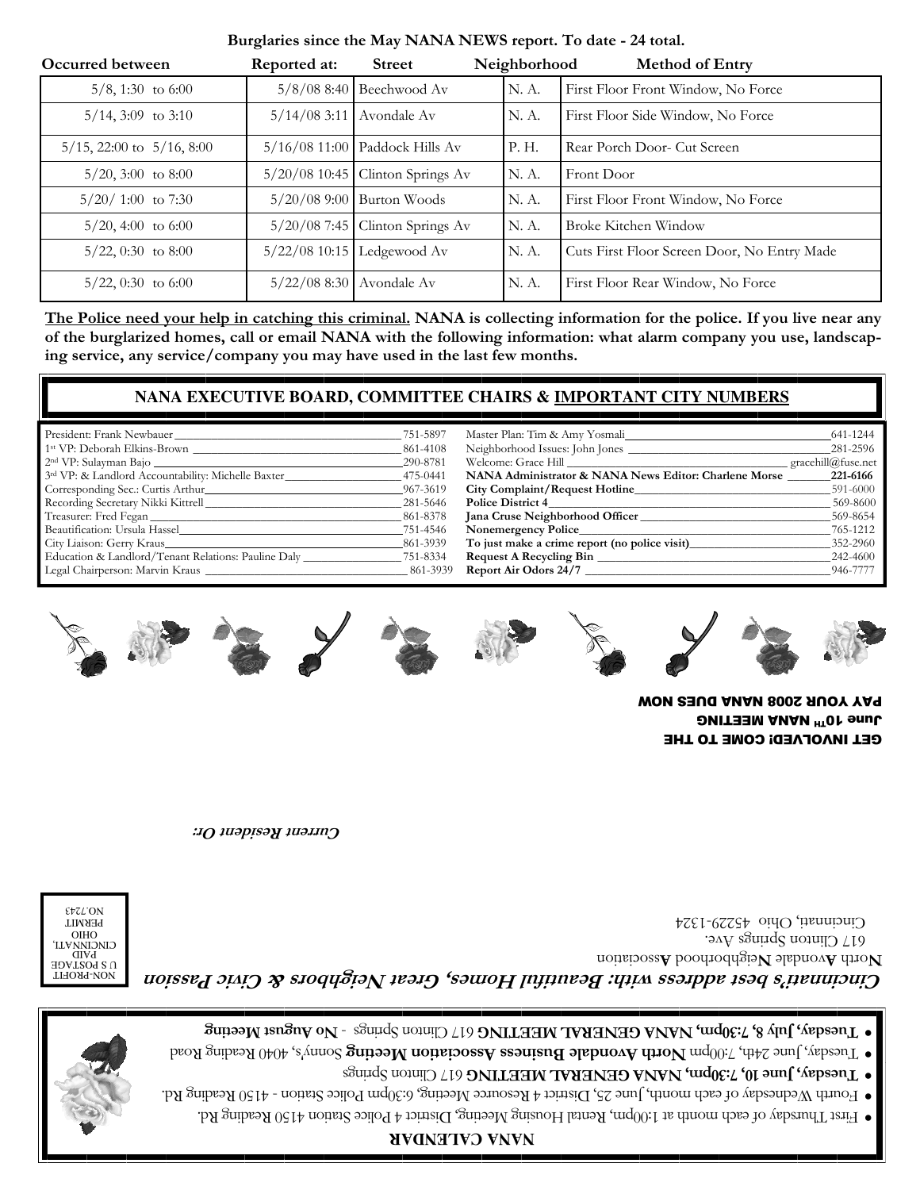**Burglaries since the May NANA NEWS report. To date - 24 total.**

| Occurred between | Reported at: | Street | Neighborhood | Method of Entry |
|---|---|---|---|---|
| 5/8, 1:30 to 6:00 | 5/8/08 8:40 | Beechwood Av | N. A. | First Floor Front Window, No Force |
| 5/14, 3:09 to 3:10 | 5/14/08 3:11 | Avondale Av | N. A. | First Floor Side Window, No Force |
| 5/15, 22:00 to 5/16, 8:00 | 5/16/08 11:00 | Paddock Hills Av | P. H. | Rear Porch Door- Cut Screen |
| 5/20, 3:00 to 8:00 | 5/20/08 10:45 | Clinton Springs Av | N. A. | Front Door |
| 5/20/ 1:00 to 7:30 | 5/20/08 9:00 | Burton Woods | N. A. | First Floor Front Window, No Force |
| 5/20, 4:00 to 6:00 | 5/20/08 7:45 | Clinton Springs Av | N. A. | Broke Kitchen Window |
| 5/22, 0:30 to 8:00 | 5/22/08 10:15 | Ledgewood Av | N. A. | Cuts First Floor Screen Door, No Entry Made |
| 5/22, 0:30 to 6:00 | 5/22/08 8:30 | Avondale Av | N. A. | First Floor Rear Window, No Force |

**The Police need your help in catching this criminal. NANA is collecting information for the police. If you live near any of the burglarized homes, call or email NANA with the following information: what alarm company you use, landscaping service, any service/company you may have used in the last few months.**

## NANA EXECUTIVE BOARD, COMMITTEE CHAIRS & IMPORTANT CITY NUMBERS

| | |
|---|---|
| President: Frank Newbauer | 751-5897 |
| 1st VP: Deborah Elkins-Brown | 861-4108 |
| 2nd VP: Sulayman Bajo | 290-8781 |
| 3rd VP: & Landlord Accountability: Michelle Baxter | 475-0441 |
| Corresponding Sec.: Curtis Arthur | 967-3619 |
| Recording Secretary Nikki Kittrell | 281-5646 |
| Treasurer: Fred Fegan | 861-8378 |
| Beautification: Ursula Hassel | 751-4546 |
| City Liaison: Gerry Kraus | 861-3939 |
| Education & Landlord/Tenant Relations: Pauline Daly | 751-8334 |
| Legal Chairperson: Marvin Kraus | 861-3939 |
| Master Plan: Tim & Amy Yosmali | 641-1244 |
| Neighborhood Issues: John Jones | 281-2596 |
| Welcome: Grace Hill | gracehill@fuse.net |
| **NANA Administrator & NANA News Editor: Charlene Morse** | **221-6166** |
| **City Complaint/Request Hotline** | 591-6000 |
| **Police District 4** | 569-8600 |
| **Jana Cruse Neighborhood Officer** | 569-8654 |
| **Nonemergency Police** | 765-1212 |
| **To just make a crime report (no police visit)** | 352-2960 |
| **Request A Recycling Bin** | 242-4600 |
| **Report Air Odors 24/7** | 946-7777 |

**GET INVOLVED! COME TO THE June 10TH NANA MEETING**

**PAY YOUR 2008 NANA DUES NOW**

*Current Resident Or:*

*Cincinnati's best address with: Beautiful Homes, Great Neighbors & Civic Passion*

North Avondale Neighborhood Association
617 Clinton Springs Ave.
Cincinnati, Ohio 45229-1324

NON-PROFIT
U S POSTAGE
PAID
CINCINNATI, OHIO
PERMIT
NO.7243

### NANA CALENDAR

- First Thursday of each month at 1:00pm, Rental Housing Meeting, District 4 Police Station 4150 Reading Rd.
- Fourth Wednesday of each month, June 25, District 4 Resource Meeting, 6:30pm Police Station - 4150 Reading Rd.
- **Tuesday, June 10, 7:30pm, NANA GENERAL MEETING** 617 Clinton Springs
- Tuesday, June 24th, 7:00pm **North Avondale Business Association Meeting** Sonny's, 4040 Reading Road
- **Tuesday, July 8, 7:30pm, NANA GENERAL MEETING** 617 Clinton Springs - **No August Meeting**